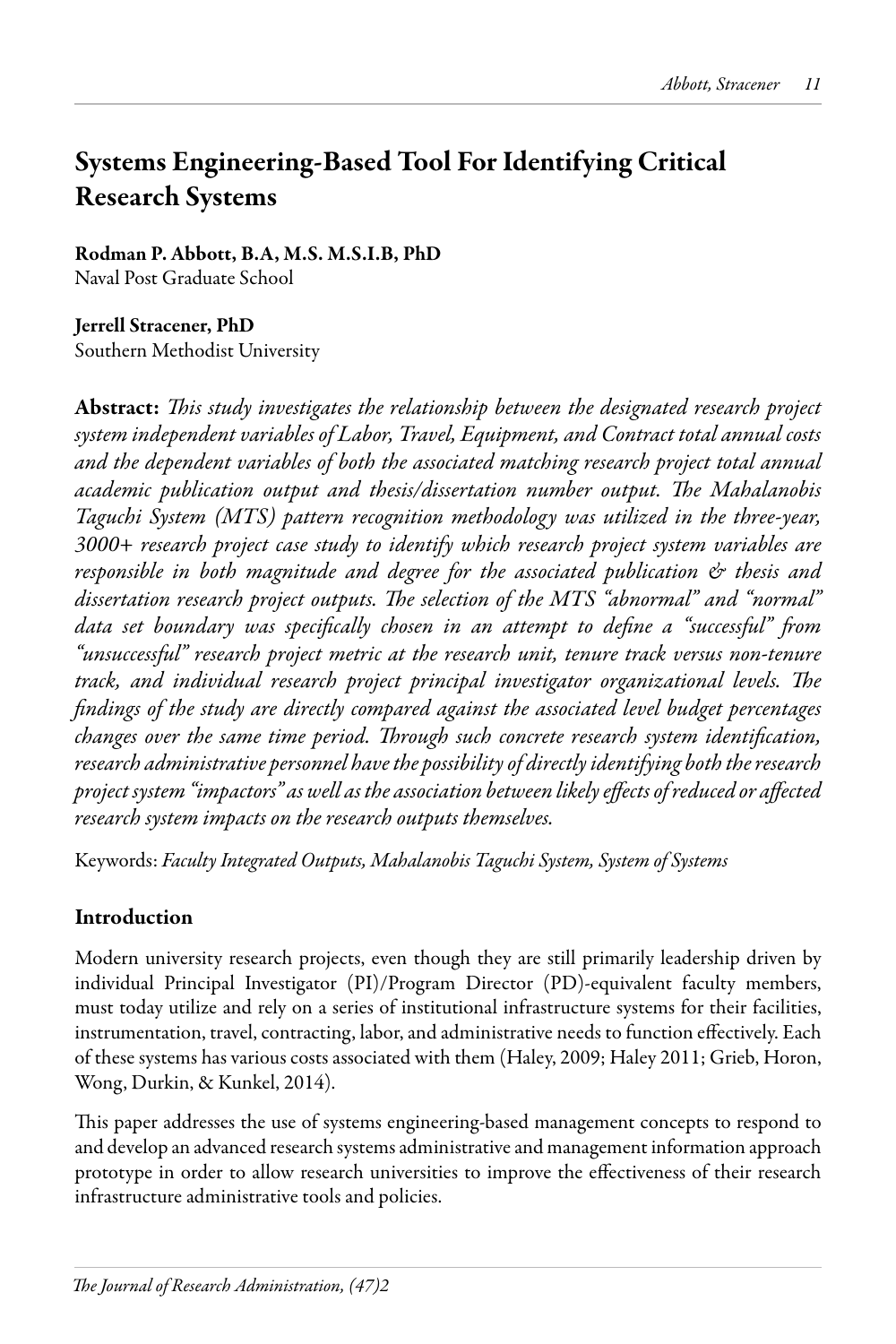# Systems Engineering-Based Tool For Identifying Critical Research Systems

**Rodman P. Abbott, B.A, M.S. M.S.I.B, PhD**
Naval Post Graduate School

**Jerrell Stracener, PhD**
Southern Methodist University

**Abstract:** *This study investigates the relationship between the designated research project system independent variables of Labor, Travel, Equipment, and Contract total annual costs and the dependent variables of both the associated matching research project total annual academic publication output and thesis/dissertation number output. The Mahalanobis Taguchi System (MTS) pattern recognition methodology was utilized in the three-year, 3000+ research project case study to identify which research project system variables are responsible in both magnitude and degree for the associated publication & thesis and dissertation research project outputs. The selection of the MTS "abnormal" and "normal" data set boundary was specifically chosen in an attempt to define a "successful" from "unsuccessful" research project metric at the research unit, tenure track versus non-tenure track, and individual research project principal investigator organizational levels. The findings of the study are directly compared against the associated level budget percentages changes over the same time period. Through such concrete research system identification, research administrative personnel have the possibility of directly identifying both the research project system "impactors" as well as the association between likely effects of reduced or affected research system impacts on the research outputs themselves.*

Keywords: *Faculty Integrated Outputs, Mahalanobis Taguchi System, System of Systems*

## Introduction

Modern university research projects, even though they are still primarily leadership driven by individual Principal Investigator (PI)/Program Director (PD)-equivalent faculty members, must today utilize and rely on a series of institutional infrastructure systems for their facilities, instrumentation, travel, contracting, labor, and administrative needs to function effectively. Each of these systems has various costs associated with them (Haley, 2009; Haley 2011; Grieb, Horon, Wong, Durkin, & Kunkel, 2014).

This paper addresses the use of systems engineering-based management concepts to respond to and develop an advanced research systems administrative and management information approach prototype in order to allow research universities to improve the effectiveness of their research infrastructure administrative tools and policies.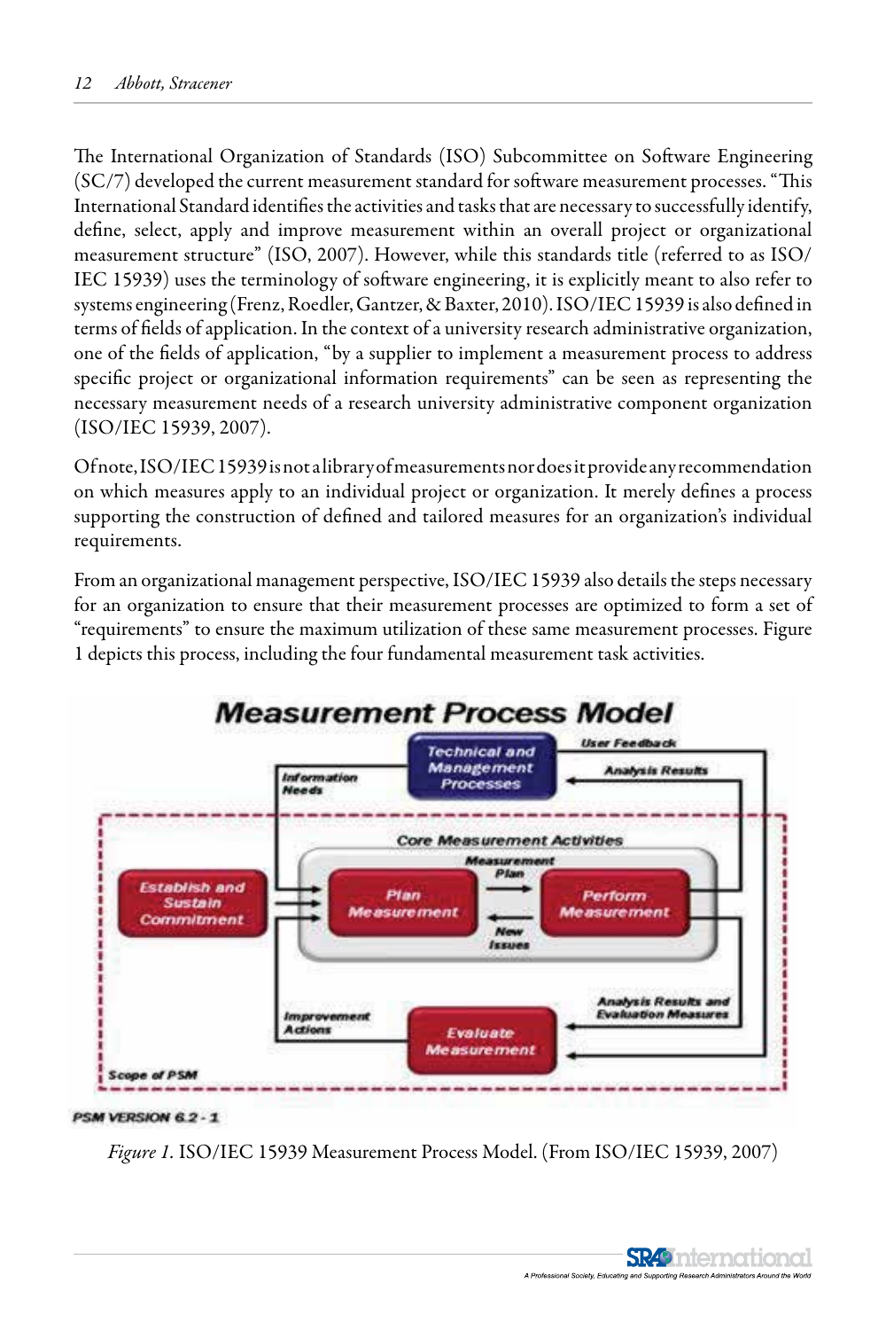The International Organization of Standards (ISO) Subcommittee on Software Engineering (SC/7) developed the current measurement standard for software measurement processes. "This International Standard identifies the activities and tasks that are necessary to successfully identify, define, select, apply and improve measurement within an overall project or organizational measurement structure" (ISO, 2007). However, while this standards title (referred to as ISO/IEC 15939) uses the terminology of software engineering, it is explicitly meant to also refer to systems engineering (Frenz, Roedler, Gantzer, & Baxter, 2010). ISO/IEC 15939 is also defined in terms of fields of application. In the context of a university research administrative organization, one of the fields of application, "by a supplier to implement a measurement process to address specific project or organizational information requirements" can be seen as representing the necessary measurement needs of a research university administrative component organization (ISO/IEC 15939, 2007).

Of note, ISO/IEC 15939 is not a library of measurements nor does it provide any recommendation on which measures apply to an individual project or organization. It merely defines a process supporting the construction of defined and tailored measures for an organization's individual requirements.

From an organizational management perspective, ISO/IEC 15939 also details the steps necessary for an organization to ensure that their measurement processes are optimized to form a set of "requirements" to ensure the maximum utilization of these same measurement processes. Figure 1 depicts this process, including the four fundamental measurement task activities.

*Figure 1.* ISO/IEC 15939 Measurement Process Model. (From ISO/IEC 15939, 2007)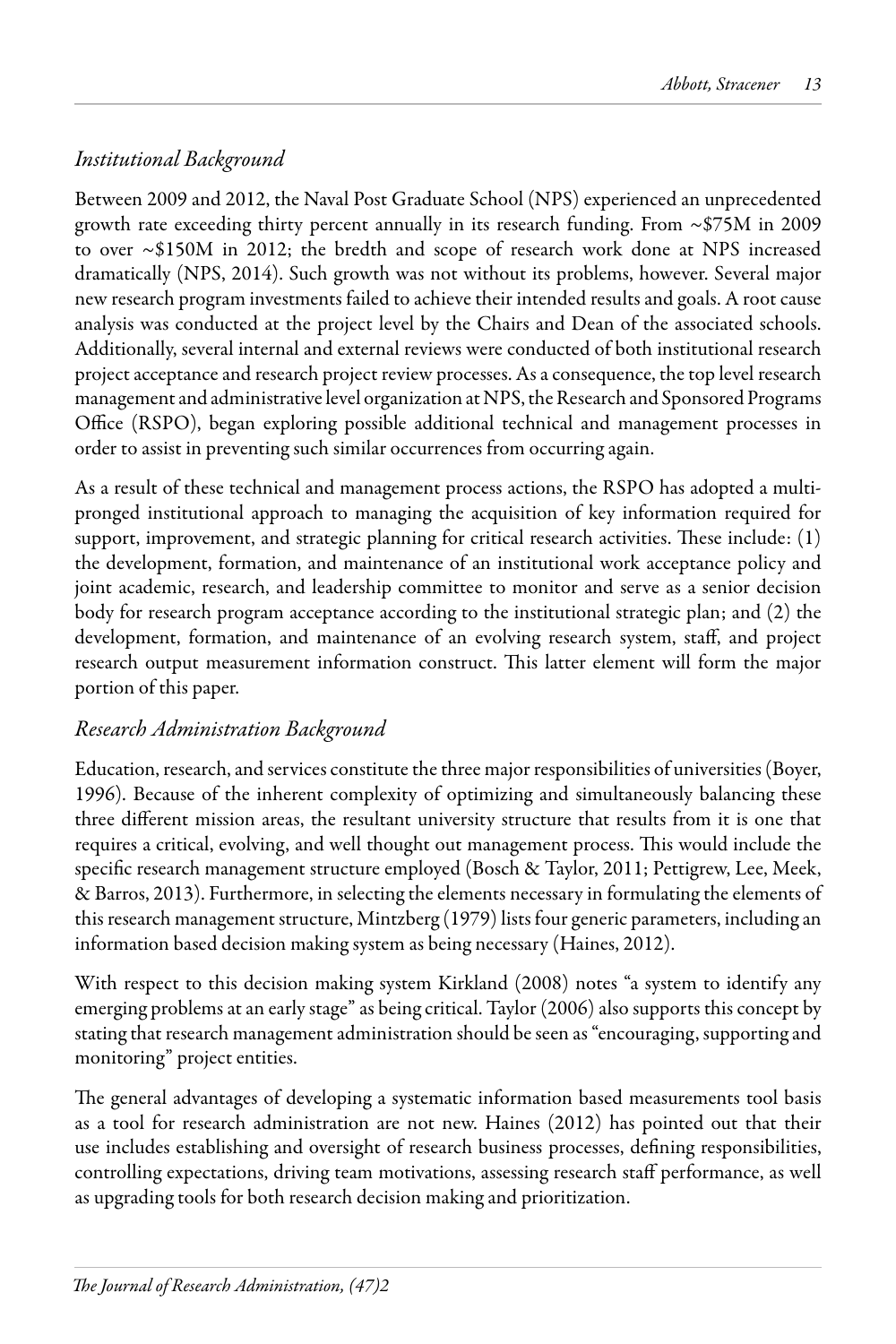### *Institutional Background*

Between 2009 and 2012, the Naval Post Graduate School (NPS) experienced an unprecedented growth rate exceeding thirty percent annually in its research funding. From ~$75M in 2009 to over ~$150M in 2012; the bredth and scope of research work done at NPS increased dramatically (NPS, 2014). Such growth was not without its problems, however. Several major new research program investments failed to achieve their intended results and goals. A root cause analysis was conducted at the project level by the Chairs and Dean of the associated schools. Additionally, several internal and external reviews were conducted of both institutional research project acceptance and research project review processes. As a consequence, the top level research management and administrative level organization at NPS, the Research and Sponsored Programs Office (RSPO), began exploring possible additional technical and management processes in order to assist in preventing such similar occurrences from occurring again.

As a result of these technical and management process actions, the RSPO has adopted a multi-pronged institutional approach to managing the acquisition of key information required for support, improvement, and strategic planning for critical research activities. These include: (1) the development, formation, and maintenance of an institutional work acceptance policy and joint academic, research, and leadership committee to monitor and serve as a senior decision body for research program acceptance according to the institutional strategic plan; and (2) the development, formation, and maintenance of an evolving research system, staff, and project research output measurement information construct. This latter element will form the major portion of this paper.

### *Research Administration Background*

Education, research, and services constitute the three major responsibilities of universities (Boyer, 1996). Because of the inherent complexity of optimizing and simultaneously balancing these three different mission areas, the resultant university structure that results from it is one that requires a critical, evolving, and well thought out management process. This would include the specific research management structure employed (Bosch & Taylor, 2011; Pettigrew, Lee, Meek, & Barros, 2013). Furthermore, in selecting the elements necessary in formulating the elements of this research management structure, Mintzberg (1979) lists four generic parameters, including an information based decision making system as being necessary (Haines, 2012).

With respect to this decision making system Kirkland (2008) notes "a system to identify any emerging problems at an early stage" as being critical. Taylor (2006) also supports this concept by stating that research management administration should be seen as "encouraging, supporting and monitoring" project entities.

The general advantages of developing a systematic information based measurements tool basis as a tool for research administration are not new. Haines (2012) has pointed out that their use includes establishing and oversight of research business processes, defining responsibilities, controlling expectations, driving team motivations, assessing research staff performance, as well as upgrading tools for both research decision making and prioritization.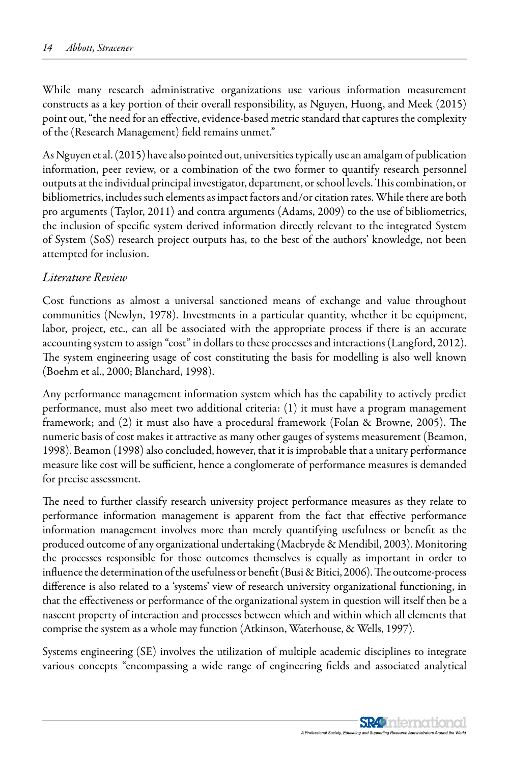While many research administrative organizations use various information measurement constructs as a key portion of their overall responsibility, as Nguyen, Huong, and Meek (2015) point out, "the need for an effective, evidence-based metric standard that captures the complexity of the (Research Management) field remains unmet."

As Nguyen et al. (2015) have also pointed out, universities typically use an amalgam of publication information, peer review, or a combination of the two former to quantify research personnel outputs at the individual principal investigator, department, or school levels. This combination, or bibliometrics, includes such elements as impact factors and/or citation rates. While there are both pro arguments (Taylor, 2011) and contra arguments (Adams, 2009) to the use of bibliometrics, the inclusion of specific system derived information directly relevant to the integrated System of System (SoS) research project outputs has, to the best of the authors' knowledge, not been attempted for inclusion.

### *Literature Review*

Cost functions as almost a universal sanctioned means of exchange and value throughout communities (Newlyn, 1978). Investments in a particular quantity, whether it be equipment, labor, project, etc., can all be associated with the appropriate process if there is an accurate accounting system to assign "cost" in dollars to these processes and interactions (Langford, 2012). The system engineering usage of cost constituting the basis for modelling is also well known (Boehm et al., 2000; Blanchard, 1998).

Any performance management information system which has the capability to actively predict performance, must also meet two additional criteria: (1) it must have a program management framework; and (2) it must also have a procedural framework (Folan & Browne, 2005). The numeric basis of cost makes it attractive as many other gauges of systems measurement (Beamon, 1998). Beamon (1998) also concluded, however, that it is improbable that a unitary performance measure like cost will be sufficient, hence a conglomerate of performance measures is demanded for precise assessment.

The need to further classify research university project performance measures as they relate to performance information management is apparent from the fact that effective performance information management involves more than merely quantifying usefulness or benefit as the produced outcome of any organizational undertaking (Macbryde & Mendibil, 2003). Monitoring the processes responsible for those outcomes themselves is equally as important in order to influence the determination of the usefulness or benefit (Busi & Bititci, 2006). The outcome-process difference is also related to a 'systems' view of research university organizational functioning, in that the effectiveness or performance of the organizational system in question will itself then be a nascent property of interaction and processes between which and within which all elements that comprise the system as a whole may function (Atkinson, Waterhouse, & Wells, 1997).

Systems engineering (SE) involves the utilization of multiple academic disciplines to integrate various concepts "encompassing a wide range of engineering fields and associated analytical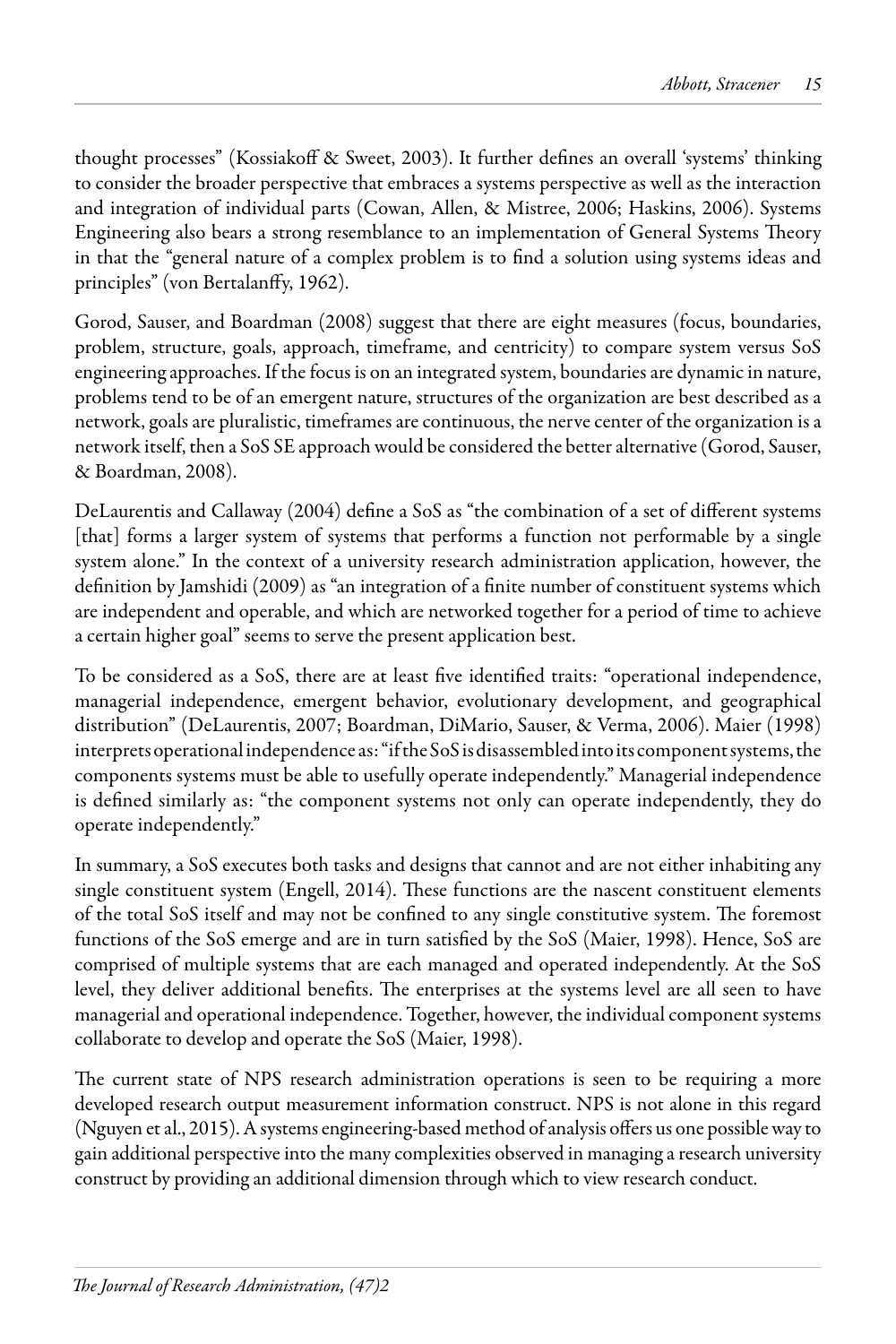thought processes" (Kossiakoff & Sweet, 2003). It further defines an overall 'systems' thinking to consider the broader perspective that embraces a systems perspective as well as the interaction and integration of individual parts (Cowan, Allen, & Mistree, 2006; Haskins, 2006). Systems Engineering also bears a strong resemblance to an implementation of General Systems Theory in that the "general nature of a complex problem is to find a solution using systems ideas and principles" (von Bertalanffy, 1962).

Gorod, Sauser, and Boardman (2008) suggest that there are eight measures (focus, boundaries, problem, structure, goals, approach, timeframe, and centricity) to compare system versus SoS engineering approaches. If the focus is on an integrated system, boundaries are dynamic in nature, problems tend to be of an emergent nature, structures of the organization are best described as a network, goals are pluralistic, timeframes are continuous, the nerve center of the organization is a network itself, then a SoS SE approach would be considered the better alternative (Gorod, Sauser, & Boardman, 2008).

DeLaurentis and Callaway (2004) define a SoS as "the combination of a set of different systems [that] forms a larger system of systems that performs a function not performable by a single system alone." In the context of a university research administration application, however, the definition by Jamshidi (2009) as "an integration of a finite number of constituent systems which are independent and operable, and which are networked together for a period of time to achieve a certain higher goal" seems to serve the present application best.

To be considered as a SoS, there are at least five identified traits: "operational independence, managerial independence, emergent behavior, evolutionary development, and geographical distribution" (DeLaurentis, 2007; Boardman, DiMario, Sauser, & Verma, 2006). Maier (1998) interprets operational independence as: "if the SoS is disassembled into its component systems, the components systems must be able to usefully operate independently." Managerial independence is defined similarly as: "the component systems not only can operate independently, they do operate independently."

In summary, a SoS executes both tasks and designs that cannot and are not either inhabiting any single constituent system (Engell, 2014). These functions are the nascent constituent elements of the total SoS itself and may not be confined to any single constitutive system. The foremost functions of the SoS emerge and are in turn satisfied by the SoS (Maier, 1998). Hence, SoS are comprised of multiple systems that are each managed and operated independently. At the SoS level, they deliver additional benefits. The enterprises at the systems level are all seen to have managerial and operational independence. Together, however, the individual component systems collaborate to develop and operate the SoS (Maier, 1998).

The current state of NPS research administration operations is seen to be requiring a more developed research output measurement information construct. NPS is not alone in this regard (Nguyen et al., 2015). A systems engineering-based method of analysis offers us one possible way to gain additional perspective into the many complexities observed in managing a research university construct by providing an additional dimension through which to view research conduct.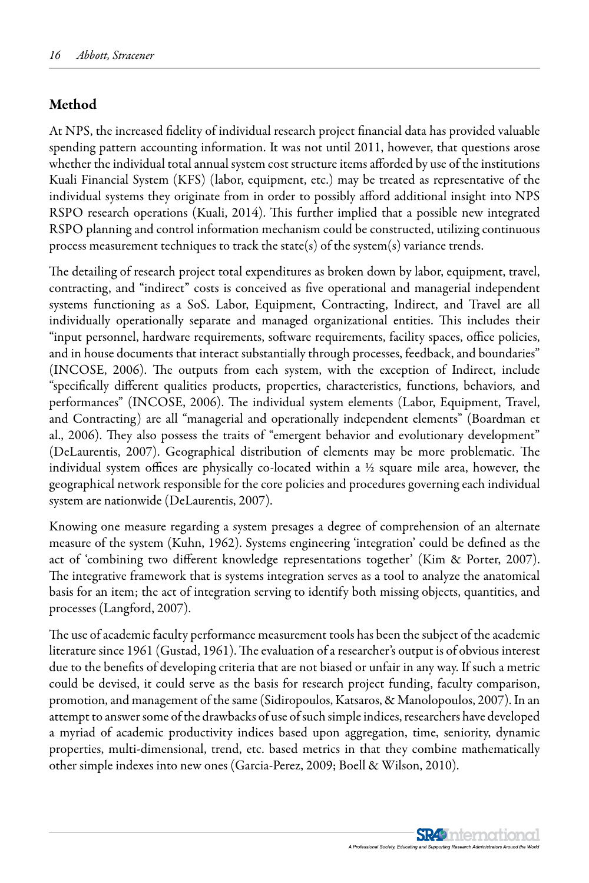## Method

At NPS, the increased fidelity of individual research project financial data has provided valuable spending pattern accounting information. It was not until 2011, however, that questions arose whether the individual total annual system cost structure items afforded by use of the institutions Kuali Financial System (KFS) (labor, equipment, etc.) may be treated as representative of the individual systems they originate from in order to possibly afford additional insight into NPS RSPO research operations (Kuali, 2014). This further implied that a possible new integrated RSPO planning and control information mechanism could be constructed, utilizing continuous process measurement techniques to track the state(s) of the system(s) variance trends.

The detailing of research project total expenditures as broken down by labor, equipment, travel, contracting, and "indirect" costs is conceived as five operational and managerial independent systems functioning as a SoS. Labor, Equipment, Contracting, Indirect, and Travel are all individually operationally separate and managed organizational entities. This includes their "input personnel, hardware requirements, software requirements, facility spaces, office policies, and in house documents that interact substantially through processes, feedback, and boundaries" (INCOSE, 2006). The outputs from each system, with the exception of Indirect, include "specifically different qualities products, properties, characteristics, functions, behaviors, and performances" (INCOSE, 2006). The individual system elements (Labor, Equipment, Travel, and Contracting) are all "managerial and operationally independent elements" (Boardman et al., 2006). They also possess the traits of "emergent behavior and evolutionary development" (DeLaurentis, 2007). Geographical distribution of elements may be more problematic. The individual system offices are physically co-located within a ½ square mile area, however, the geographical network responsible for the core policies and procedures governing each individual system are nationwide (DeLaurentis, 2007).

Knowing one measure regarding a system presages a degree of comprehension of an alternate measure of the system (Kuhn, 1962). Systems engineering 'integration' could be defined as the act of 'combining two different knowledge representations together' (Kim & Porter, 2007). The integrative framework that is systems integration serves as a tool to analyze the anatomical basis for an item; the act of integration serving to identify both missing objects, quantities, and processes (Langford, 2007).

The use of academic faculty performance measurement tools has been the subject of the academic literature since 1961 (Gustad, 1961). The evaluation of a researcher's output is of obvious interest due to the benefits of developing criteria that are not biased or unfair in any way. If such a metric could be devised, it could serve as the basis for research project funding, faculty comparison, promotion, and management of the same (Sidiropoulos, Katsaros, & Manolopoulos, 2007). In an attempt to answer some of the drawbacks of use of such simple indices, researchers have developed a myriad of academic productivity indices based upon aggregation, time, seniority, dynamic properties, multi-dimensional, trend, etc. based metrics in that they combine mathematically other simple indexes into new ones (Garcia-Perez, 2009; Boell & Wilson, 2010).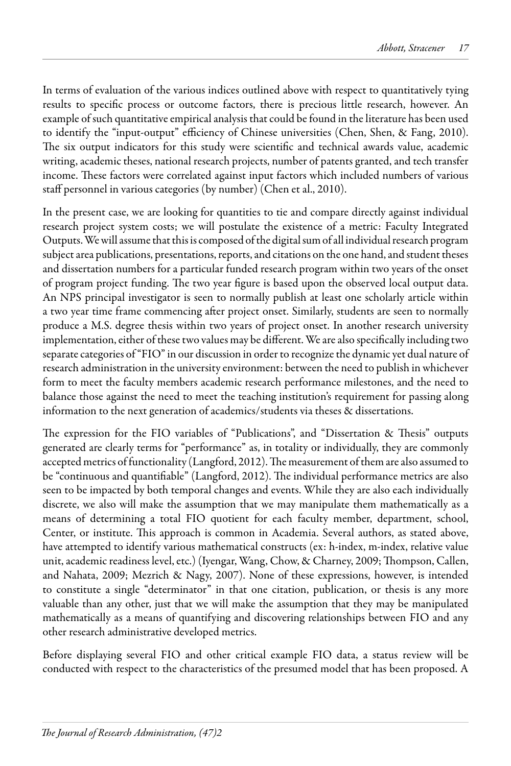In terms of evaluation of the various indices outlined above with respect to quantitatively tying results to specific process or outcome factors, there is precious little research, however. An example of such quantitative empirical analysis that could be found in the literature has been used to identify the "input-output" efficiency of Chinese universities (Chen, Shen, & Fang, 2010). The six output indicators for this study were scientific and technical awards value, academic writing, academic theses, national research projects, number of patents granted, and tech transfer income. These factors were correlated against input factors which included numbers of various staff personnel in various categories (by number) (Chen et al., 2010).

In the present case, we are looking for quantities to tie and compare directly against individual research project system costs; we will postulate the existence of a metric: Faculty Integrated Outputs. We will assume that this is composed of the digital sum of all individual research program subject area publications, presentations, reports, and citations on the one hand, and student theses and dissertation numbers for a particular funded research program within two years of the onset of program project funding. The two year figure is based upon the observed local output data. An NPS principal investigator is seen to normally publish at least one scholarly article within a two year time frame commencing after project onset. Similarly, students are seen to normally produce a M.S. degree thesis within two years of project onset. In another research university implementation, either of these two values may be different. We are also specifically including two separate categories of "FIO" in our discussion in order to recognize the dynamic yet dual nature of research administration in the university environment: between the need to publish in whichever form to meet the faculty members academic research performance milestones, and the need to balance those against the need to meet the teaching institution's requirement for passing along information to the next generation of academics/students via theses & dissertations.

The expression for the FIO variables of "Publications", and "Dissertation & Thesis" outputs generated are clearly terms for "performance" as, in totality or individually, they are commonly accepted metrics of functionality (Langford, 2012). The measurement of them are also assumed to be "continuous and quantifiable" (Langford, 2012). The individual performance metrics are also seen to be impacted by both temporal changes and events. While they are also each individually discrete, we also will make the assumption that we may manipulate them mathematically as a means of determining a total FIO quotient for each faculty member, department, school, Center, or institute. This approach is common in Academia. Several authors, as stated above, have attempted to identify various mathematical constructs (ex: h-index, m-index, relative value unit, academic readiness level, etc.) (Iyengar, Wang, Chow, & Charney, 2009; Thompson, Callen, and Nahata, 2009; Mezrich & Nagy, 2007). None of these expressions, however, is intended to constitute a single "determinator" in that one citation, publication, or thesis is any more valuable than any other, just that we will make the assumption that they may be manipulated mathematically as a means of quantifying and discovering relationships between FIO and any other research administrative developed metrics.

Before displaying several FIO and other critical example FIO data, a status review will be conducted with respect to the characteristics of the presumed model that has been proposed. A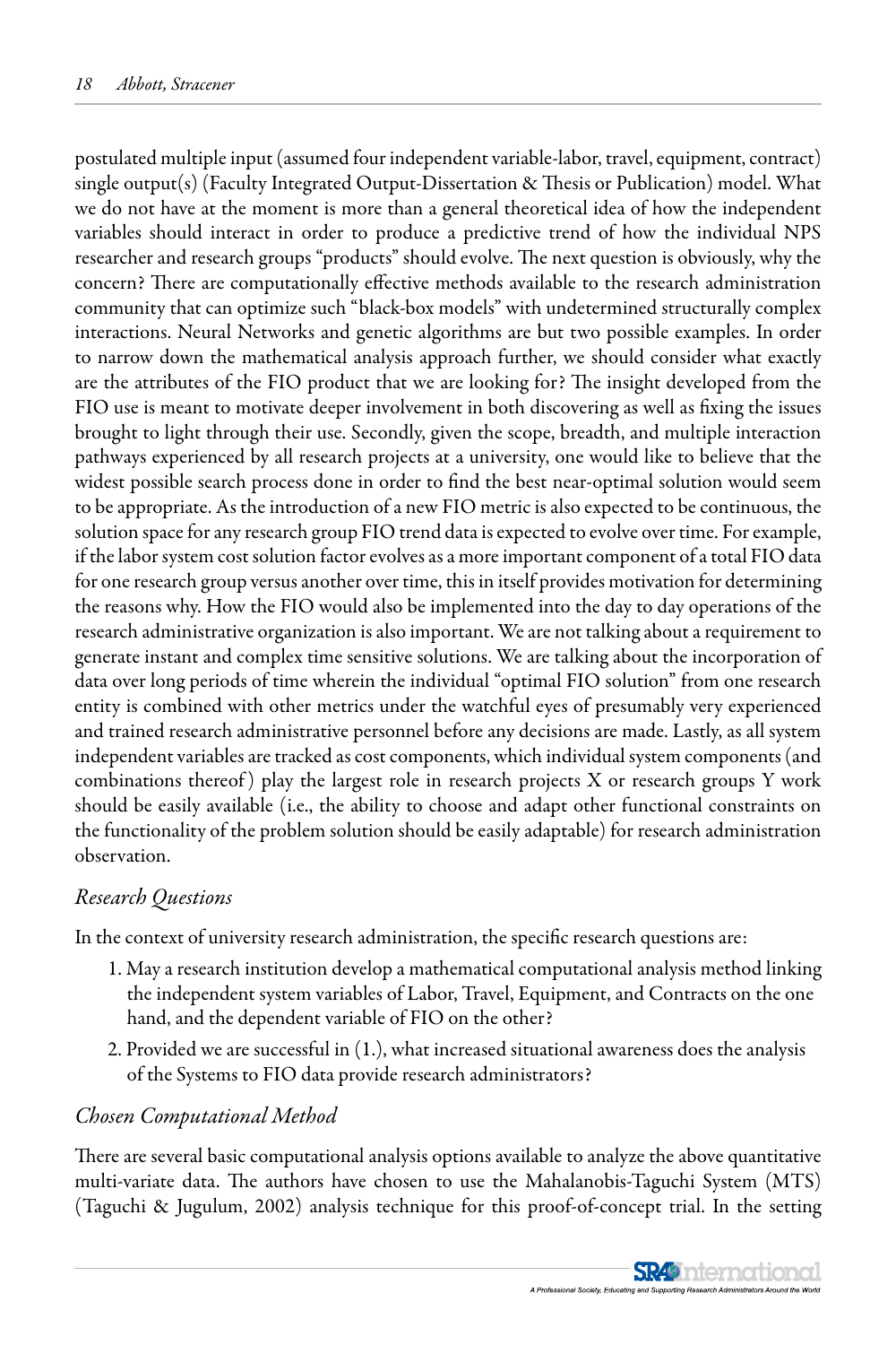postulated multiple input (assumed four independent variable-labor, travel, equipment, contract) single output(s) (Faculty Integrated Output-Dissertation & Thesis or Publication) model. What we do not have at the moment is more than a general theoretical idea of how the independent variables should interact in order to produce a predictive trend of how the individual NPS researcher and research groups "products" should evolve. The next question is obviously, why the concern? There are computationally effective methods available to the research administration community that can optimize such "black-box models" with undetermined structurally complex interactions. Neural Networks and genetic algorithms are but two possible examples. In order to narrow down the mathematical analysis approach further, we should consider what exactly are the attributes of the FIO product that we are looking for? The insight developed from the FIO use is meant to motivate deeper involvement in both discovering as well as fixing the issues brought to light through their use. Secondly, given the scope, breadth, and multiple interaction pathways experienced by all research projects at a university, one would like to believe that the widest possible search process done in order to find the best near-optimal solution would seem to be appropriate. As the introduction of a new FIO metric is also expected to be continuous, the solution space for any research group FIO trend data is expected to evolve over time. For example, if the labor system cost solution factor evolves as a more important component of a total FIO data for one research group versus another over time, this in itself provides motivation for determining the reasons why. How the FIO would also be implemented into the day to day operations of the research administrative organization is also important. We are not talking about a requirement to generate instant and complex time sensitive solutions. We are talking about the incorporation of data over long periods of time wherein the individual "optimal FIO solution" from one research entity is combined with other metrics under the watchful eyes of presumably very experienced and trained research administrative personnel before any decisions are made. Lastly, as all system independent variables are tracked as cost components, which individual system components (and combinations thereof) play the largest role in research projects X or research groups Y work should be easily available (i.e., the ability to choose and adapt other functional constraints on the functionality of the problem solution should be easily adaptable) for research administration observation.

### *Research Questions*

In the context of university research administration, the specific research questions are:

1. May a research institution develop a mathematical computational analysis method linking the independent system variables of Labor, Travel, Equipment, and Contracts on the one hand, and the dependent variable of FIO on the other?
2. Provided we are successful in (1.), what increased situational awareness does the analysis of the Systems to FIO data provide research administrators?

### *Chosen Computational Method*

There are several basic computational analysis options available to analyze the above quantitative multi-variate data. The authors have chosen to use the Mahalanobis-Taguchi System (MTS) (Taguchi & Jugulum, 2002) analysis technique for this proof-of-concept trial. In the setting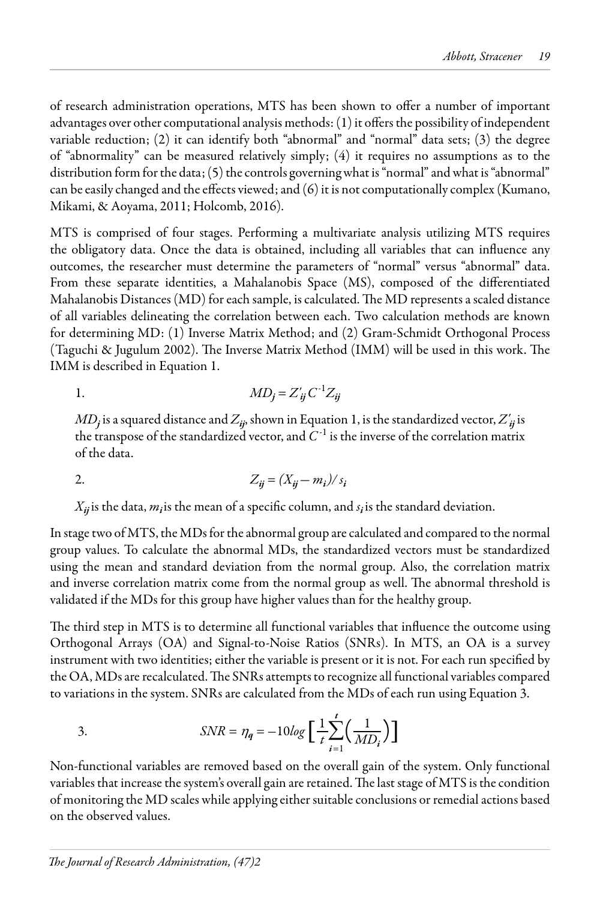of research administration operations, MTS has been shown to offer a number of important advantages over other computational analysis methods: (1) it offers the possibility of independent variable reduction; (2) it can identify both "abnormal" and "normal" data sets; (3) the degree of "abnormality" can be measured relatively simply; (4) it requires no assumptions as to the distribution form for the data; (5) the controls governing what is "normal" and what is "abnormal" can be easily changed and the effects viewed; and (6) it is not computationally complex (Kumano, Mikami, & Aoyama, 2011; Holcomb, 2016).

MTS is comprised of four stages. Performing a multivariate analysis utilizing MTS requires the obligatory data. Once the data is obtained, including all variables that can influence any outcomes, the researcher must determine the parameters of "normal" versus "abnormal" data. From these separate identities, a Mahalanobis Space (MS), composed of the differentiated Mahalanobis Distances (MD) for each sample, is calculated. The MD represents a scaled distance of all variables delineating the correlation between each. Two calculation methods are known for determining MD: (1) Inverse Matrix Method; and (2) Gram-Schmidt Orthogonal Process (Taguchi & Jugulum 2002). The Inverse Matrix Method (IMM) will be used in this work. The IMM is described in Equation 1.

1. $$MD_j = Z'_{ij} C^{-1} Z_{ij}$$

$MD_j$ is a squared distance and $Z_{ij}$, shown in Equation 1, is the standardized vector, $Z'_{ij}$ is the transpose of the standardized vector, and $C^{-1}$ is the inverse of the correlation matrix of the data.

2. $$Z_{ij} = (X_{ij} - m_i) / s_i$$

$X_{ij}$ is the data, $m_i$ is the mean of a specific column, and $s_i$ is the standard deviation.

In stage two of MTS, the MDs for the abnormal group are calculated and compared to the normal group values. To calculate the abnormal MDs, the standardized vectors must be standardized using the mean and standard deviation from the normal group. Also, the correlation matrix and inverse correlation matrix come from the normal group as well. The abnormal threshold is validated if the MDs for this group have higher values than for the healthy group.

The third step in MTS is to determine all functional variables that influence the outcome using Orthogonal Arrays (OA) and Signal-to-Noise Ratios (SNRs). In MTS, an OA is a survey instrument with two identities; either the variable is present or it is not. For each run specified by the OA, MDs are recalculated. The SNRs attempts to recognize all functional variables compared to variations in the system. SNRs are calculated from the MDs of each run using Equation 3.

3. $$SNR = \eta_q = -10 log \left[ \frac{1}{t} \sum_{i=1}^{t} \left( \frac{1}{MD_i} \right) \right]$$

Non-functional variables are removed based on the overall gain of the system. Only functional variables that increase the system's overall gain are retained. The last stage of MTS is the condition of monitoring the MD scales while applying either suitable conclusions or remedial actions based on the observed values.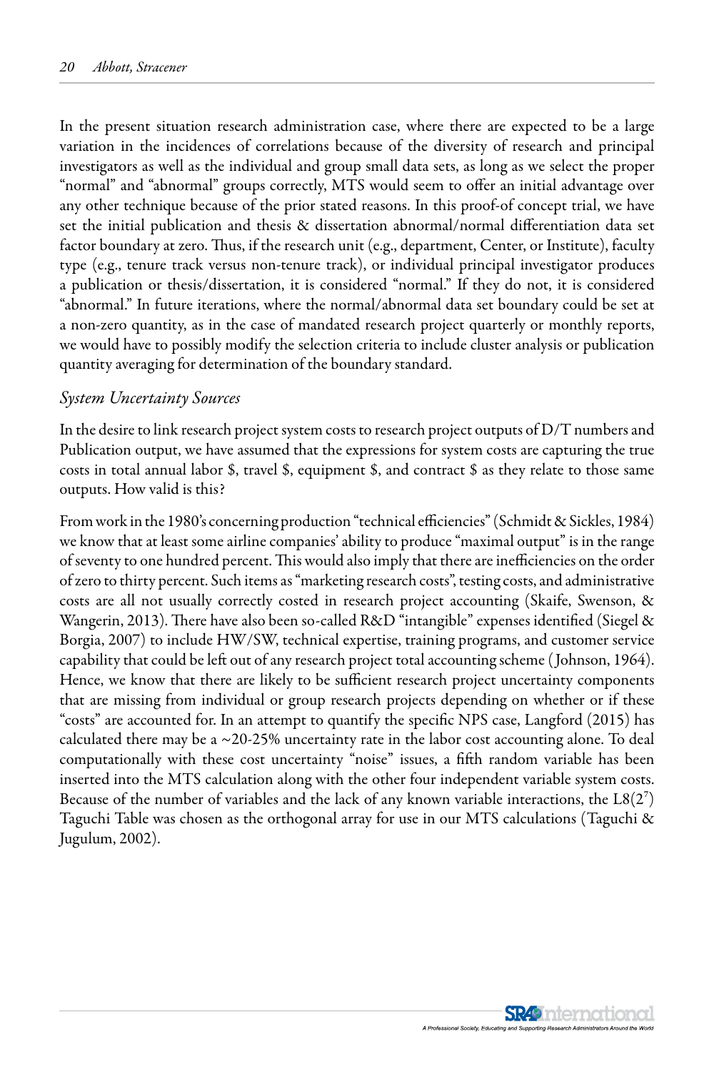In the present situation research administration case, where there are expected to be a large variation in the incidences of correlations because of the diversity of research and principal investigators as well as the individual and group small data sets, as long as we select the proper "normal" and "abnormal" groups correctly, MTS would seem to offer an initial advantage over any other technique because of the prior stated reasons. In this proof-of concept trial, we have set the initial publication and thesis & dissertation abnormal/normal differentiation data set factor boundary at zero. Thus, if the research unit (e.g., department, Center, or Institute), faculty type (e.g., tenure track versus non-tenure track), or individual principal investigator produces a publication or thesis/dissertation, it is considered "normal." If they do not, it is considered "abnormal." In future iterations, where the normal/abnormal data set boundary could be set at a non-zero quantity, as in the case of mandated research project quarterly or monthly reports, we would have to possibly modify the selection criteria to include cluster analysis or publication quantity averaging for determination of the boundary standard.

### *System Uncertainty Sources*

In the desire to link research project system costs to research project outputs of D/T numbers and Publication output, we have assumed that the expressions for system costs are capturing the true costs in total annual labor $, travel $, equipment $, and contract $ as they relate to those same outputs. How valid is this?

From work in the 1980's concerning production "technical efficiencies" (Schmidt & Sickles, 1984) we know that at least some airline companies' ability to produce "maximal output" is in the range of seventy to one hundred percent. This would also imply that there are inefficiencies on the order of zero to thirty percent. Such items as "marketing research costs", testing costs, and administrative costs are all not usually correctly costed in research project accounting (Skaife, Swenson, & Wangerin, 2013). There have also been so-called R&D "intangible" expenses identified (Siegel & Borgia, 2007) to include HW/SW, technical expertise, training programs, and customer service capability that could be left out of any research project total accounting scheme (Johnson, 1964). Hence, we know that there are likely to be sufficient research project uncertainty components that are missing from individual or group research projects depending on whether or if these "costs" are accounted for. In an attempt to quantify the specific NPS case, Langford (2015) has calculated there may be a ~20-25% uncertainty rate in the labor cost accounting alone. To deal computationally with these cost uncertainty "noise" issues, a fifth random variable has been inserted into the MTS calculation along with the other four independent variable system costs. Because of the number of variables and the lack of any known variable interactions, the $L8(2^7)$ Taguchi Table was chosen as the orthogonal array for use in our MTS calculations (Taguchi & Jugulum, 2002).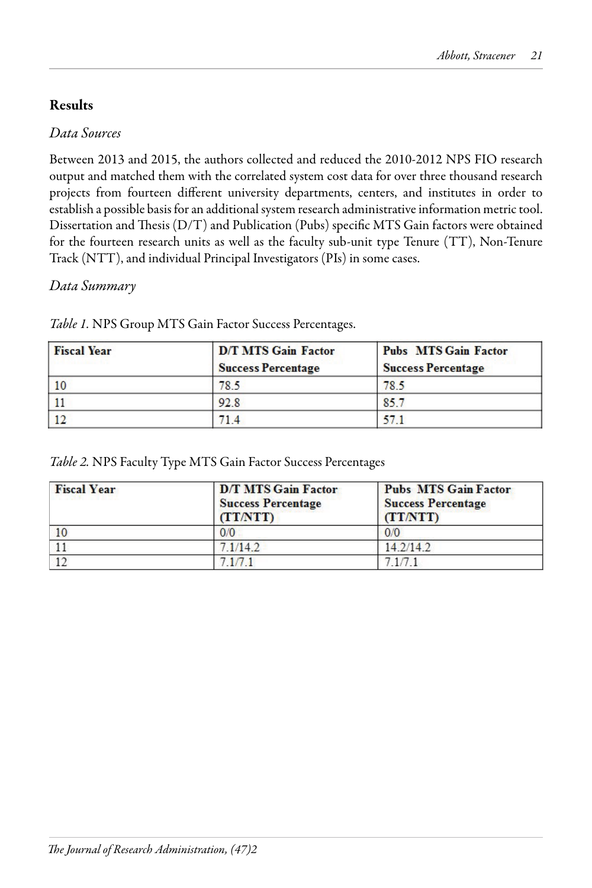## Results

### *Data Sources*

Between 2013 and 2015, the authors collected and reduced the 2010-2012 NPS FIO research output and matched them with the correlated system cost data for over three thousand research projects from fourteen different university departments, centers, and institutes in order to establish a possible basis for an additional system research administrative information metric tool. Dissertation and Thesis (D/T) and Publication (Pubs) specific MTS Gain factors were obtained for the fourteen research units as well as the faculty sub-unit type Tenure (TT), Non-Tenure Track (NTT), and individual Principal Investigators (PIs) in some cases.

### *Data Summary*

*Table 1.* NPS Group MTS Gain Factor Success Percentages.

| Fiscal Year | D/T MTS Gain Factor Success Percentage | Pubs MTS Gain Factor Success Percentage |
|---|---|---|
| 10 | 78.5 | 78.5 |
| 11 | 92.8 | 85.7 |
| 12 | 71.4 | 57.1 |

*Table 2.* NPS Faculty Type MTS Gain Factor Success Percentages

| Fiscal Year | D/T MTS Gain Factor Success Percentage (TT/NTT) | Pubs MTS Gain Factor Success Percentage (TT/NTT) |
|---|---|---|
| 10 | 0/0 | 0/0 |
| 11 | 7.1/14.2 | 14.2/14.2 |
| 12 | 7.1/7.1 | 7.1/7.1 |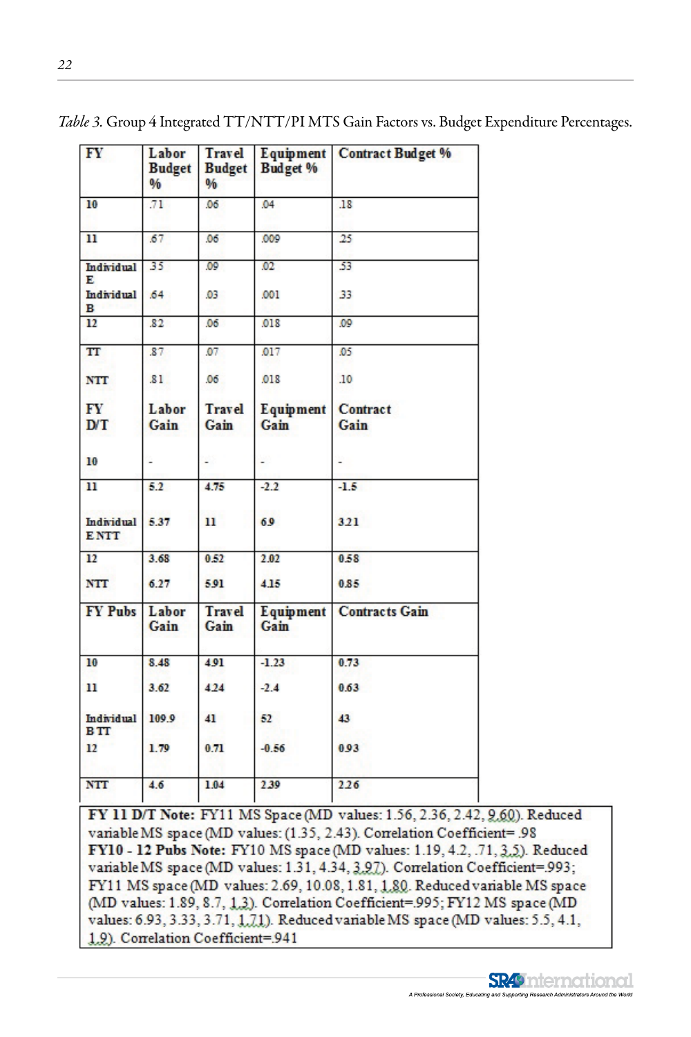*Table 3.* Group 4 Integrated TT/NTT/PI MTS Gain Factors vs. Budget Expenditure Percentages.

| FY | Labor Budget % | Travel Budget % | Equipment Budget % | Contract Budget % |
|---|---|---|---|---|
| 10 | .71 | .06 | .04 | .18 |
| 11 | .67 | .06 | .009 | .25 |
| Individual E | .35 | .09 | .02 | .53 |
| Individual B | .64 | .03 | .001 | .33 |
| 12 | .82 | .06 | .018 | .09 |
| TT | .87 | .07 | .017 | .05 |
| NTT | .81 | .06 | .018 | .10 |
| **FY D/T** | **Labor Gain** | **Travel Gain** | **Equipment Gain** | **Contract Gain** |
| 10 | - | - | - | - |
| 11 | 5.2 | 4.75 | -2.2 | -1.5 |
| Individual E NTT | 5.37 | 11 | 6.9 | 3.21 |
| 12 | 3.68 | 0.52 | 2.02 | 0.58 |
| NTT | 6.27 | 5.91 | 4.15 | 0.85 |
| **FY Pubs** | **Labor Gain** | **Travel Gain** | **Equipment Gain** | **Contracts Gain** |
| 10 | 8.48 | 4.91 | -1.23 | 0.73 |
| 11 | 3.62 | 4.24 | -2.4 | 0.63 |
| Individual B TT | 109.9 | 41 | 52 | 43 |
| 12 | 1.79 | 0.71 | -0.56 | 0.93 |
| NTT | 4.6 | 1.04 | 2.39 | 2.26 |

**FY 11 D/T Note:** FY11 MS Space (MD values: 1.56, 2.36, 2.42, 9.60). Reduced variable MS space (MD values: (1.35, 2.43). Correlation Coefficient= .98
**FY10 - 12 Pubs Note:** FY10 MS space (MD values: 1.19, 4.2, .71, 3.5). Reduced variable MS space (MD values: 1.31, 4.34, 3.97). Correlation Coefficient=.993; FY11 MS space (MD values: 2.69, 10.08, 1.81, 1.80. Reduced variable MS space (MD values: 1.89, 8.7, 1.3). Correlation Coefficient=.995; FY12 MS space (MD values: 6.93, 3.33, 3.71, 1.71). Reduced variable MS space (MD values: 5.5, 4.1, 1.9). Correlation Coefficient=.941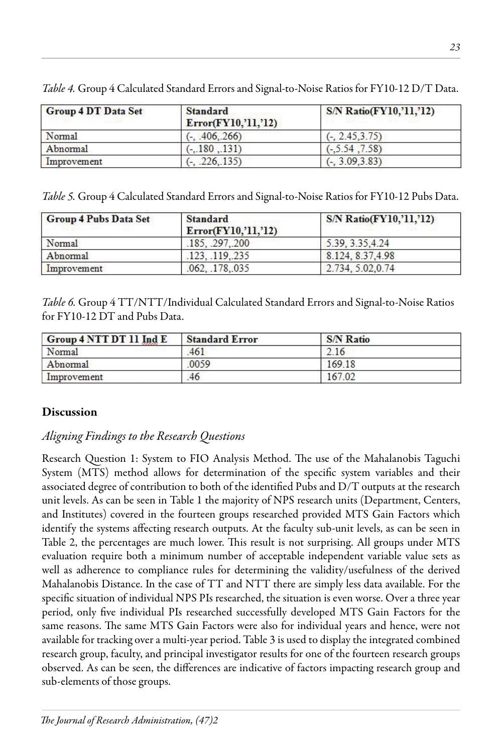*Table 4.* Group 4 Calculated Standard Errors and Signal-to-Noise Ratios for FY10-12 D/T Data.

| Group 4 DT Data Set | Standard Error(FY10,'11,'12) | S/N Ratio(FY10,'11,'12) |
|---|---|---|
| Normal | (-, .406,.266) | (-, 2.45,3.75) |
| Abnormal | (-,.180 ,.131) | (-,5.54 ,7.58) |
| Improvement | (-, .226,.135) | (-, 3.09,3.83) |

*Table 5.* Group 4 Calculated Standard Errors and Signal-to-Noise Ratios for FY10-12 Pubs Data.

| Group 4 Pubs Data Set | Standard Error(FY10,'11,'12) | S/N Ratio(FY10,'11,'12) |
|---|---|---|
| Normal | .185, .297,.200 | 5.39, 3.35,4.24 |
| Abnormal | .123, .119,.235 | 8.124, 8.37,4.98 |
| Improvement | .062, .178,.035 | 2.734, 5.02,0.74 |

*Table 6.* Group 4 TT/NTT/Individual Calculated Standard Errors and Signal-to-Noise Ratios for FY10-12 DT and Pubs Data.

| Group 4 NTT DT 11 Ind E | Standard Error | S/N Ratio |
|---|---|---|
| Normal | .461 | 2.16 |
| Abnormal | .0059 | 169.18 |
| Improvement | .46 | 167.02 |

## Discussion

### *Aligning Findings to the Research Questions*

Research Question 1: System to FIO Analysis Method. The use of the Mahalanobis Taguchi System (MTS) method allows for determination of the specific system variables and their associated degree of contribution to both of the identified Pubs and D/T outputs at the research unit levels. As can be seen in Table 1 the majority of NPS research units (Department, Centers, and Institutes) covered in the fourteen groups researched provided MTS Gain Factors which identify the systems affecting research outputs. At the faculty sub-unit levels, as can be seen in Table 2, the percentages are much lower. This result is not surprising. All groups under MTS evaluation require both a minimum number of acceptable independent variable value sets as well as adherence to compliance rules for determining the validity/usefulness of the derived Mahalanobis Distance. In the case of TT and NTT there are simply less data available. For the specific situation of individual NPS PIs researched, the situation is even worse. Over a three year period, only five individual PIs researched successfully developed MTS Gain Factors for the same reasons. The same MTS Gain Factors were also for individual years and hence, were not available for tracking over a multi-year period. Table 3 is used to display the integrated combined research group, faculty, and principal investigator results for one of the fourteen research groups observed. As can be seen, the differences are indicative of factors impacting research group and sub-elements of those groups.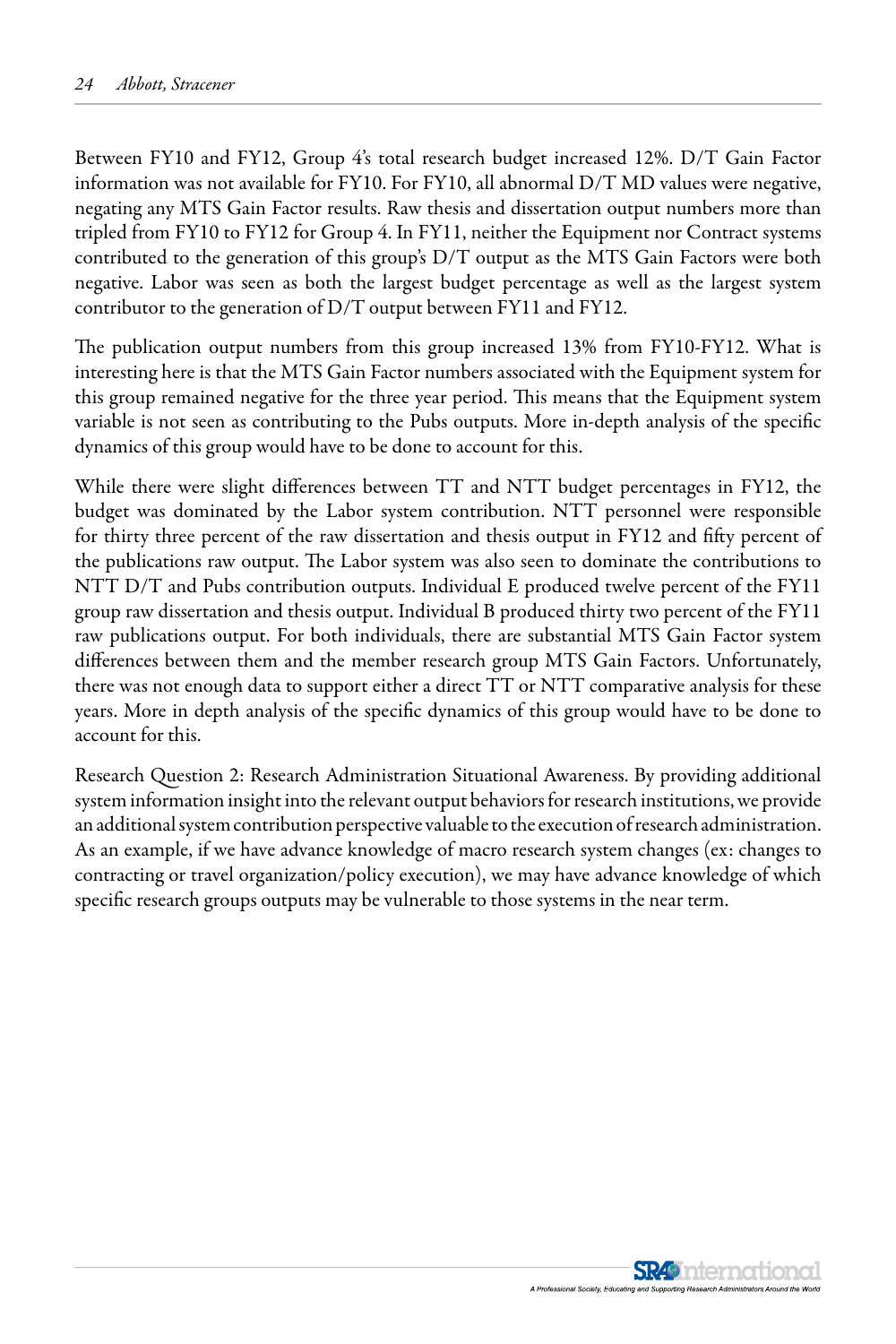Between FY10 and FY12, Group 4's total research budget increased 12%. D/T Gain Factor information was not available for FY10. For FY10, all abnormal D/T MD values were negative, negating any MTS Gain Factor results. Raw thesis and dissertation output numbers more than tripled from FY10 to FY12 for Group 4. In FY11, neither the Equipment nor Contract systems contributed to the generation of this group's D/T output as the MTS Gain Factors were both negative. Labor was seen as both the largest budget percentage as well as the largest system contributor to the generation of D/T output between FY11 and FY12.

The publication output numbers from this group increased 13% from FY10-FY12. What is interesting here is that the MTS Gain Factor numbers associated with the Equipment system for this group remained negative for the three year period. This means that the Equipment system variable is not seen as contributing to the Pubs outputs. More in-depth analysis of the specific dynamics of this group would have to be done to account for this.

While there were slight differences between TT and NTT budget percentages in FY12, the budget was dominated by the Labor system contribution. NTT personnel were responsible for thirty three percent of the raw dissertation and thesis output in FY12 and fifty percent of the publications raw output. The Labor system was also seen to dominate the contributions to NTT D/T and Pubs contribution outputs. Individual E produced twelve percent of the FY11 group raw dissertation and thesis output. Individual B produced thirty two percent of the FY11 raw publications output. For both individuals, there are substantial MTS Gain Factor system differences between them and the member research group MTS Gain Factors. Unfortunately, there was not enough data to support either a direct TT or NTT comparative analysis for these years. More in depth analysis of the specific dynamics of this group would have to be done to account for this.

Research Question 2: Research Administration Situational Awareness. By providing additional system information insight into the relevant output behaviors for research institutions, we provide an additional system contribution perspective valuable to the execution of research administration. As an example, if we have advance knowledge of macro research system changes (ex: changes to contracting or travel organization/policy execution), we may have advance knowledge of which specific research groups outputs may be vulnerable to those systems in the near term.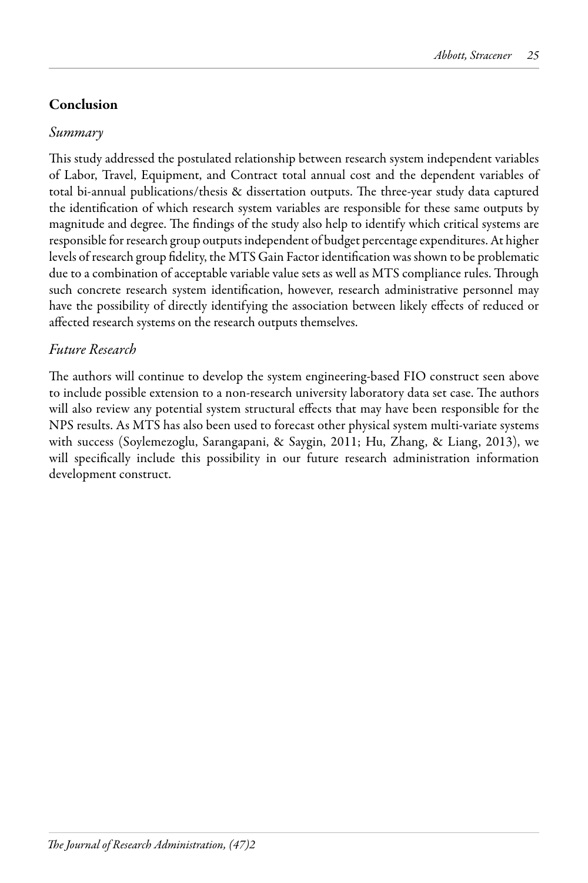## Conclusion

### *Summary*

This study addressed the postulated relationship between research system independent variables of Labor, Travel, Equipment, and Contract total annual cost and the dependent variables of total bi-annual publications/thesis & dissertation outputs. The three-year study data captured the identification of which research system variables are responsible for these same outputs by magnitude and degree. The findings of the study also help to identify which critical systems are responsible for research group outputs independent of budget percentage expenditures. At higher levels of research group fidelity, the MTS Gain Factor identification was shown to be problematic due to a combination of acceptable variable value sets as well as MTS compliance rules. Through such concrete research system identification, however, research administrative personnel may have the possibility of directly identifying the association between likely effects of reduced or affected research systems on the research outputs themselves.

### *Future Research*

The authors will continue to develop the system engineering-based FIO construct seen above to include possible extension to a non-research university laboratory data set case. The authors will also review any potential system structural effects that may have been responsible for the NPS results. As MTS has also been used to forecast other physical system multi-variate systems with success (Soylemezoglu, Sarangapani, & Saygin, 2011; Hu, Zhang, & Liang, 2013), we will specifically include this possibility in our future research administration information development construct.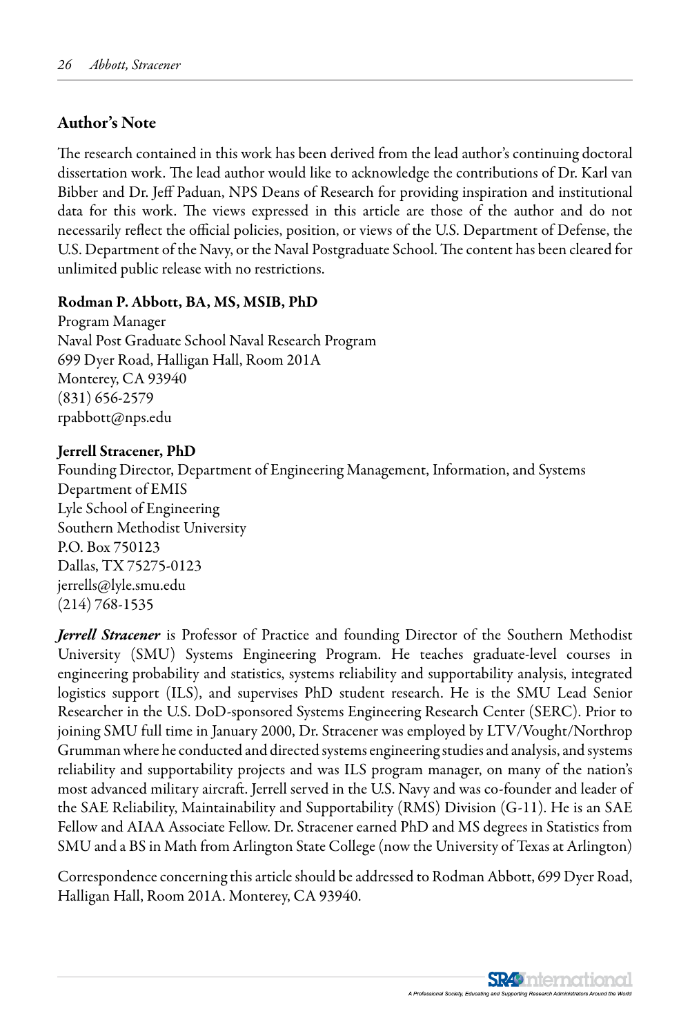## Author's Note

The research contained in this work has been derived from the lead author's continuing doctoral dissertation work. The lead author would like to acknowledge the contributions of Dr. Karl van Bibber and Dr. Jeff Paduan, NPS Deans of Research for providing inspiration and institutional data for this work. The views expressed in this article are those of the author and do not necessarily reflect the official policies, position, or views of the U.S. Department of Defense, the U.S. Department of the Navy, or the Naval Postgraduate School. The content has been cleared for unlimited public release with no restrictions.

**Rodman P. Abbott, BA, MS, MSIB, PhD**
Program Manager
Naval Post Graduate School Naval Research Program
699 Dyer Road, Halligan Hall, Room 201A
Monterey, CA 93940
(831) 656-2579
rpabbott@nps.edu

**Jerrell Stracener, PhD**
Founding Director, Department of Engineering Management, Information, and Systems
Department of EMIS
Lyle School of Engineering
Southern Methodist University
P.O. Box 750123
Dallas, TX 75275-0123
jerrells@lyle.smu.edu
(214) 768-1535

***Jerrell Stracener*** is Professor of Practice and founding Director of the Southern Methodist University (SMU) Systems Engineering Program. He teaches graduate-level courses in engineering probability and statistics, systems reliability and supportability analysis, integrated logistics support (ILS), and supervises PhD student research. He is the SMU Lead Senior Researcher in the U.S. DoD-sponsored Systems Engineering Research Center (SERC). Prior to joining SMU full time in January 2000, Dr. Stracener was employed by LTV/Vought/Northrop Grumman where he conducted and directed systems engineering studies and analysis, and systems reliability and supportability projects and was ILS program manager, on many of the nation's most advanced military aircraft. Jerrell served in the U.S. Navy and was co-founder and leader of the SAE Reliability, Maintainability and Supportability (RMS) Division (G-11). He is an SAE Fellow and AIAA Associate Fellow. Dr. Stracener earned PhD and MS degrees in Statistics from SMU and a BS in Math from Arlington State College (now the University of Texas at Arlington)

Correspondence concerning this article should be addressed to Rodman Abbott, 699 Dyer Road, Halligan Hall, Room 201A. Monterey, CA 93940.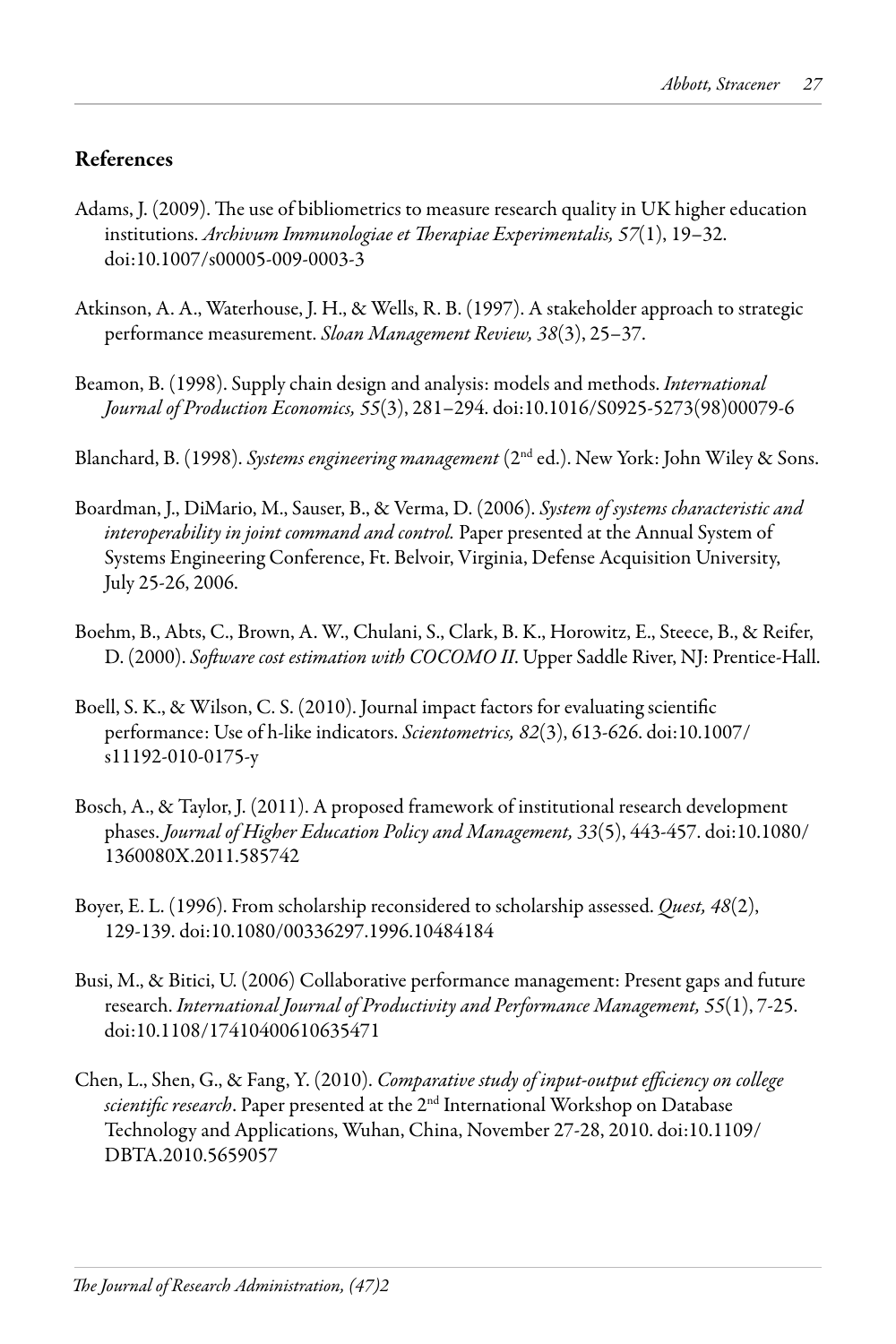## References

Adams, J. (2009). The use of bibliometrics to measure research quality in UK higher education institutions. *Archivum Immunologiae et Therapiae Experimentalis, 57*(1), 19–32. doi:10.1007/s00005-009-0003-3

Atkinson, A. A., Waterhouse, J. H., & Wells, R. B. (1997). A stakeholder approach to strategic performance measurement. *Sloan Management Review, 38*(3), 25–37.

Beamon, B. (1998). Supply chain design and analysis: models and methods. *International Journal of Production Economics, 55*(3), 281–294. doi:10.1016/S0925-5273(98)00079-6

Blanchard, B. (1998). *Systems engineering management* (2nd ed.). New York: John Wiley & Sons.

Boardman, J., DiMario, M., Sauser, B., & Verma, D. (2006). *System of systems characteristic and interoperability in joint command and control.* Paper presented at the Annual System of Systems Engineering Conference, Ft. Belvoir, Virginia, Defense Acquisition University, July 25-26, 2006.

Boehm, B., Abts, C., Brown, A. W., Chulani, S., Clark, B. K., Horowitz, E., Steece, B., & Reifer, D. (2000). *Software cost estimation with COCOMO II*. Upper Saddle River, NJ: Prentice-Hall.

Boell, S. K., & Wilson, C. S. (2010). Journal impact factors for evaluating scientific performance: Use of h-like indicators. *Scientometrics, 82*(3), 613-626. doi:10.1007/s11192-010-0175-y

Bosch, A., & Taylor, J. (2011). A proposed framework of institutional research development phases. *Journal of Higher Education Policy and Management, 33*(5), 443-457. doi:10.1080/1360080X.2011.585742

Boyer, E. L. (1996). From scholarship reconsidered to scholarship assessed. *Quest, 48*(2), 129-139. doi:10.1080/00336297.1996.10484184

Busi, M., & Bitici, U. (2006) Collaborative performance management: Present gaps and future research. *International Journal of Productivity and Performance Management, 55*(1), 7-25. doi:10.1108/17410400610635471

Chen, L., Shen, G., & Fang, Y. (2010). *Comparative study of input-output efficiency on college scientific research*. Paper presented at the 2nd International Workshop on Database Technology and Applications, Wuhan, China, November 27-28, 2010. doi:10.1109/DBTA.2010.5659057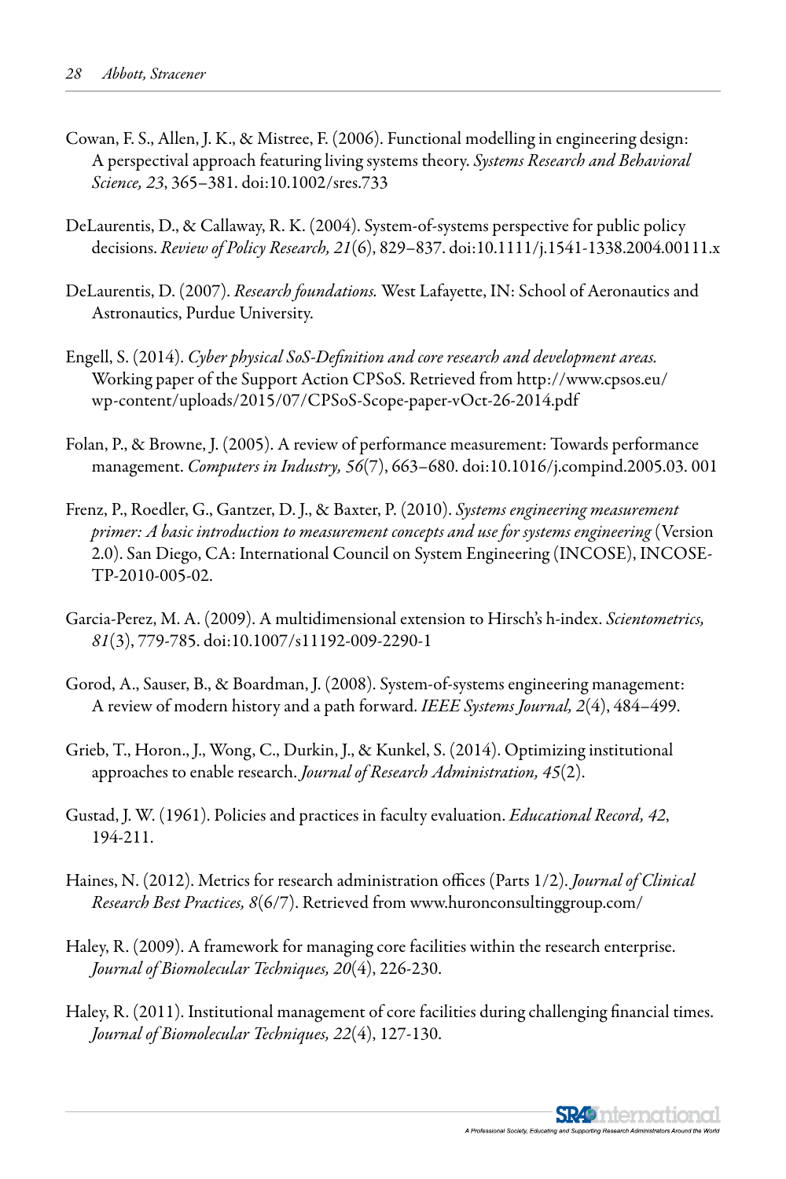Cowan, F. S., Allen, J. K., & Mistree, F. (2006). Functional modelling in engineering design: A perspectival approach featuring living systems theory. *Systems Research and Behavioral Science, 23*, 365–381. doi:10.1002/sres.733

DeLaurentis, D., & Callaway, R. K. (2004). System-of-systems perspective for public policy decisions. *Review of Policy Research, 21*(6), 829–837. doi:10.1111/j.1541-1338.2004.00111.x

DeLaurentis, D. (2007). *Research foundations.* West Lafayette, IN: School of Aeronautics and Astronautics, Purdue University.

Engell, S. (2014). *Cyber physical SoS-Definition and core research and development areas.* Working paper of the Support Action CPSoS. Retrieved from http://www.cpsos.eu/wp-content/uploads/2015/07/CPSoS-Scope-paper-vOct-26-2014.pdf

Folan, P., & Browne, J. (2005). A review of performance measurement: Towards performance management. *Computers in Industry, 56*(7), 663–680. doi:10.1016/j.compind.2005.03. 001

Frenz, P., Roedler, G., Gantzer, D. J., & Baxter, P. (2010). *Systems engineering measurement primer: A basic introduction to measurement concepts and use for systems engineering* (Version 2.0). San Diego, CA: International Council on System Engineering (INCOSE), INCOSE-TP-2010-005-02.

Garcia-Perez, M. A. (2009). A multidimensional extension to Hirsch's h-index. *Scientometrics, 81*(3), 779-785. doi:10.1007/s11192-009-2290-1

Gorod, A., Sauser, B., & Boardman, J. (2008). System-of-systems engineering management: A review of modern history and a path forward. *IEEE Systems Journal, 2*(4), 484–499.

Grieb, T., Horon., J., Wong, C., Durkin, J., & Kunkel, S. (2014). Optimizing institutional approaches to enable research. *Journal of Research Administration, 45*(2).

Gustad, J. W. (1961). Policies and practices in faculty evaluation. *Educational Record, 42*, 194-211.

Haines, N. (2012). Metrics for research administration offices (Parts 1/2). *Journal of Clinical Research Best Practices, 8*(6/7). Retrieved from www.huronconsultinggroup.com/

Haley, R. (2009). A framework for managing core facilities within the research enterprise. *Journal of Biomolecular Techniques, 20*(4), 226-230.

Haley, R. (2011). Institutional management of core facilities during challenging financial times. *Journal of Biomolecular Techniques, 22*(4), 127-130.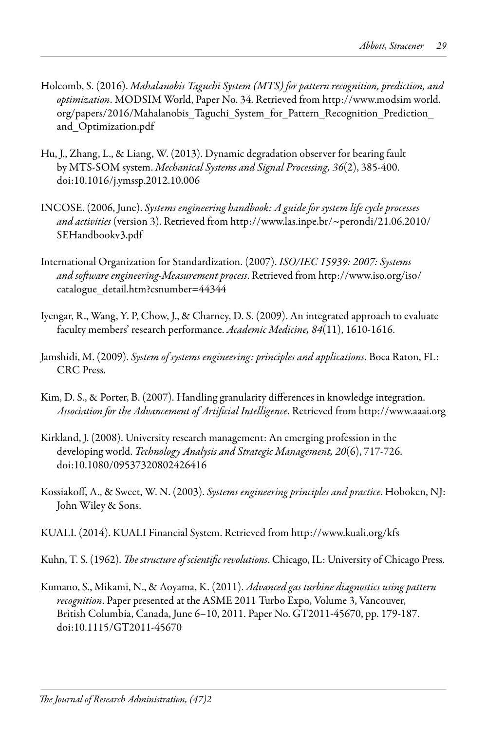Holcomb, S. (2016). *Mahalanobis Taguchi System (MTS) for pattern recognition, prediction, and optimization*. MODSIM World, Paper No. 34. Retrieved from http://www.modsim world. org/papers/2016/Mahalanobis_Taguchi_System_for_Pattern_Recognition_Prediction_ and_Optimization.pdf

Hu, J., Zhang, L., & Liang, W. (2013). Dynamic degradation observer for bearing fault by MTS-SOM system. *Mechanical Systems and Signal Processing, 36*(2), 385-400. doi:10.1016/j.ymssp.2012.10.006

INCOSE. (2006, June). *Systems engineering handbook: A guide for system life cycle processes and activities* (version 3). Retrieved from http://www.las.inpe.br/~perondi/21.06.2010/ SEHandbookv3.pdf

International Organization for Standardization. (2007). *ISO/IEC 15939: 2007: Systems and software engineering-Measurement process*. Retrieved from http://www.iso.org/iso/ catalogue_detail.htm?csnumber=44344

Iyengar, R., Wang, Y. P, Chow, J., & Charney, D. S. (2009). An integrated approach to evaluate faculty members' research performance. *Academic Medicine, 84*(11), 1610-1616.

Jamshidi, M. (2009). *System of systems engineering: principles and applications*. Boca Raton, FL: CRC Press.

Kim, D. S., & Porter, B. (2007). Handling granularity differences in knowledge integration. *Association for the Advancement of Artificial Intelligence*. Retrieved from http://www.aaai.org

Kirkland, J. (2008). University research management: An emerging profession in the developing world. *Technology Analysis and Strategic Management, 20*(6), 717-726. doi:10.1080/09537320802426416

Kossiakoff, A., & Sweet, W. N. (2003). *Systems engineering principles and practice*. Hoboken, NJ: John Wiley & Sons.

KUALI. (2014). KUALI Financial System. Retrieved from http://www.kuali.org/kfs

Kuhn, T. S. (1962). *The structure of scientific revolutions*. Chicago, IL: University of Chicago Press.

Kumano, S., Mikami, N., & Aoyama, K. (2011). *Advanced gas turbine diagnostics using pattern recognition*. Paper presented at the ASME 2011 Turbo Expo, Volume 3, Vancouver, British Columbia, Canada, June 6–10, 2011. Paper No. GT2011-45670, pp. 179-187. doi:10.1115/GT2011-45670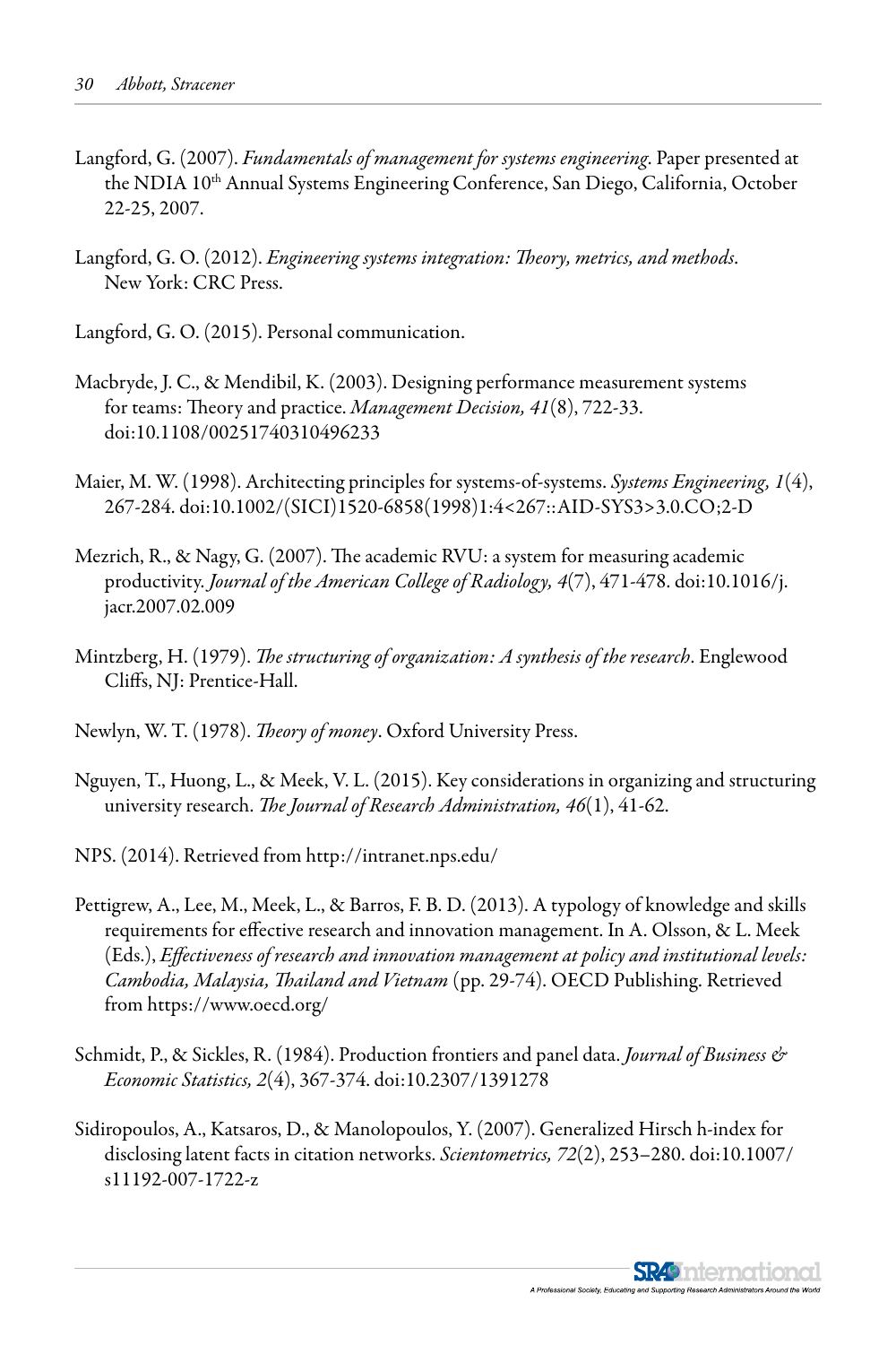Langford, G. (2007). *Fundamentals of management for systems engineering*. Paper presented at the NDIA 10th Annual Systems Engineering Conference, San Diego, California, October 22-25, 2007.

Langford, G. O. (2012). *Engineering systems integration: Theory, metrics, and methods*. New York: CRC Press.

Langford, G. O. (2015). Personal communication.

Macbryde, J. C., & Mendibil, K. (2003). Designing performance measurement systems for teams: Theory and practice. *Management Decision, 41*(8), 722-33. doi:10.1108/00251740310496233

Maier, M. W. (1998). Architecting principles for systems-of-systems. *Systems Engineering, 1*(4), 267-284. doi:10.1002/(SICI)1520-6858(1998)1:4<267::AID-SYS3>3.0.CO;2-D

Mezrich, R., & Nagy, G. (2007). The academic RVU: a system for measuring academic productivity. *Journal of the American College of Radiology, 4*(7), 471-478. doi:10.1016/j.jacr.2007.02.009

Mintzberg, H. (1979). *The structuring of organization: A synthesis of the research*. Englewood Cliffs, NJ: Prentice-Hall.

Newlyn, W. T. (1978). *Theory of money*. Oxford University Press.

Nguyen, T., Huong, L., & Meek, V. L. (2015). Key considerations in organizing and structuring university research. *The Journal of Research Administration, 46*(1), 41-62.

NPS. (2014). Retrieved from http://intranet.nps.edu/

Pettigrew, A., Lee, M., Meek, L., & Barros, F. B. D. (2013). A typology of knowledge and skills requirements for effective research and innovation management. In A. Olsson, & L. Meek (Eds.), *Effectiveness of research and innovation management at policy and institutional levels: Cambodia, Malaysia, Thailand and Vietnam* (pp. 29-74). OECD Publishing. Retrieved from https://www.oecd.org/

Schmidt, P., & Sickles, R. (1984). Production frontiers and panel data. *Journal of Business & Economic Statistics, 2*(4), 367-374. doi:10.2307/1391278

Sidiropoulos, A., Katsaros, D., & Manolopoulos, Y. (2007). Generalized Hirsch h-index for disclosing latent facts in citation networks. *Scientometrics, 72*(2), 253–280. doi:10.1007/s11192-007-1722-z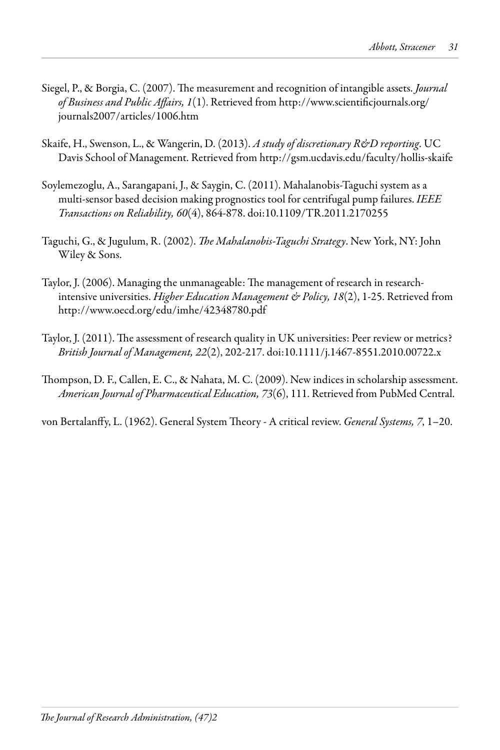Siegel, P., & Borgia, C. (2007). The measurement and recognition of intangible assets. *Journal of Business and Public Affairs, 1*(1). Retrieved from http://www.scientificjournals.org/journals2007/articles/1006.htm

Skaife, H., Swenson, L., & Wangerin, D. (2013). *A study of discretionary R&D reporting*. UC Davis School of Management. Retrieved from http://gsm.ucdavis.edu/faculty/hollis-skaife

Soylemezoglu, A., Sarangapani, J., & Saygin, C. (2011). Mahalanobis-Taguchi system as a multi-sensor based decision making prognostics tool for centrifugal pump failures. *IEEE Transactions on Reliability, 60*(4), 864-878. doi:10.1109/TR.2011.2170255

Taguchi, G., & Jugulum, R. (2002). *The Mahalanobis-Taguchi Strategy*. New York, NY: John Wiley & Sons.

Taylor, J. (2006). Managing the unmanageable: The management of research in research-intensive universities. *Higher Education Management & Policy, 18*(2), 1-25. Retrieved from http://www.oecd.org/edu/imhe/42348780.pdf

Taylor, J. (2011). The assessment of research quality in UK universities: Peer review or metrics? *British Journal of Management, 22*(2), 202-217. doi:10.1111/j.1467-8551.2010.00722.x

Thompson, D. F., Callen, E. C., & Nahata, M. C. (2009). New indices in scholarship assessment. *American Journal of Pharmaceutical Education, 73*(6), 111. Retrieved from PubMed Central.

von Bertalanffy, L. (1962). General System Theory - A critical review. *General Systems, 7*, 1–20.